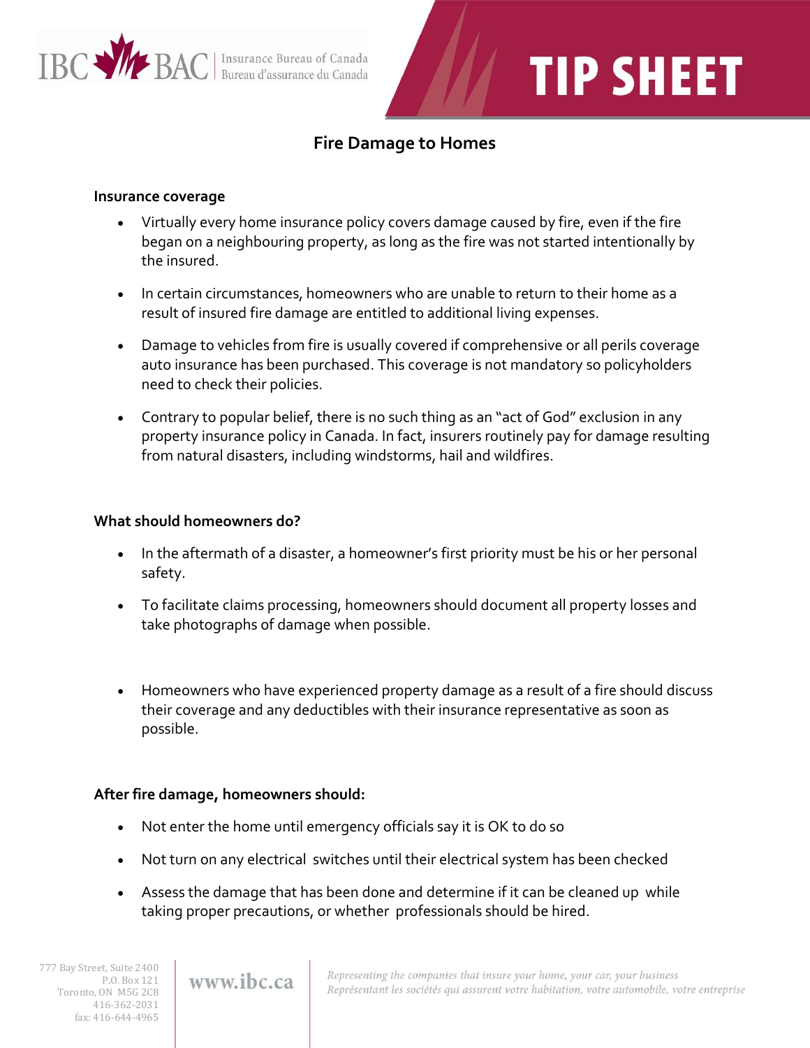IBC BAC | Insurance Bureau of Canada
Bureau d'assurance du Canada

# TIP SHEET

## Fire Damage to Homes

### Insurance coverage

- Virtually every home insurance policy covers damage caused by fire, even if the fire began on a neighbouring property, as long as the fire was not started intentionally by the insured.
- In certain circumstances, homeowners who are unable to return to their home as a result of insured fire damage are entitled to additional living expenses.
- Damage to vehicles from fire is usually covered if comprehensive or all perils coverage auto insurance has been purchased. This coverage is not mandatory so policyholders need to check their policies.
- Contrary to popular belief, there is no such thing as an "act of God" exclusion in any property insurance policy in Canada. In fact, insurers routinely pay for damage resulting from natural disasters, including windstorms, hail and wildfires.

### What should homeowners do?

- In the aftermath of a disaster, a homeowner's first priority must be his or her personal safety.
- To facilitate claims processing, homeowners should document all property losses and take photographs of damage when possible.
- Homeowners who have experienced property damage as a result of a fire should discuss their coverage and any deductibles with their insurance representative as soon as possible.

### After fire damage, homeowners should:

- Not enter the home until emergency officials say it is OK to do so
- Not turn on any electrical switches until their electrical system has been checked
- Assess the damage that has been done and determine if it can be cleaned up while taking proper precautions, or whether professionals should be hired.

777 Bay Street, Suite 2400
P.O. Box 121
Toronto, ON M5G 2C8
416-362-2031
fax: 416-644-4965

www.ibc.ca

*Representing the companies that insure your home, your car, your business*
*Représentant les sociétés qui assurent votre habitation, votre automobile, votre entreprise*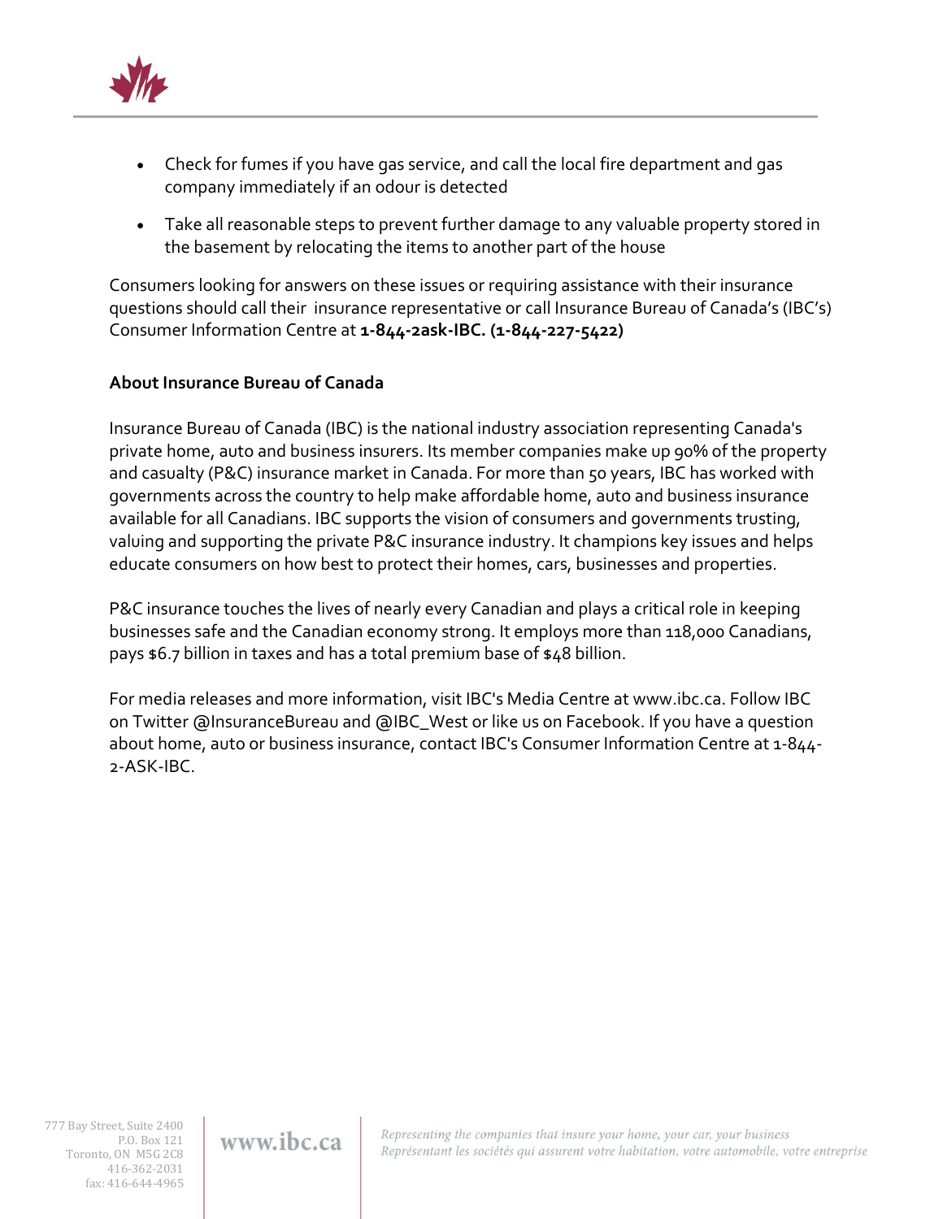- Check for fumes if you have gas service, and call the local fire department and gas company immediately if an odour is detected
- Take all reasonable steps to prevent further damage to any valuable property stored in the basement by relocating the items to another part of the house

Consumers looking for answers on these issues or requiring assistance with their insurance questions should call their insurance representative or call Insurance Bureau of Canada's (IBC's) Consumer Information Centre at **1-844-2ask-IBC. (1-844-227-5422)**

**About Insurance Bureau of Canada**

Insurance Bureau of Canada (IBC) is the national industry association representing Canada's private home, auto and business insurers. Its member companies make up 90% of the property and casualty (P&C) insurance market in Canada. For more than 50 years, IBC has worked with governments across the country to help make affordable home, auto and business insurance available for all Canadians. IBC supports the vision of consumers and governments trusting, valuing and supporting the private P&C insurance industry. It champions key issues and helps educate consumers on how best to protect their homes, cars, businesses and properties.

P&C insurance touches the lives of nearly every Canadian and plays a critical role in keeping businesses safe and the Canadian economy strong. It employs more than 118,000 Canadians, pays $6.7 billion in taxes and has a total premium base of $48 billion.

For media releases and more information, visit IBC's Media Centre at www.ibc.ca. Follow IBC on Twitter @InsuranceBureau and @IBC_West or like us on Facebook. If you have a question about home, auto or business insurance, contact IBC's Consumer Information Centre at 1-844-2-ASK-IBC.